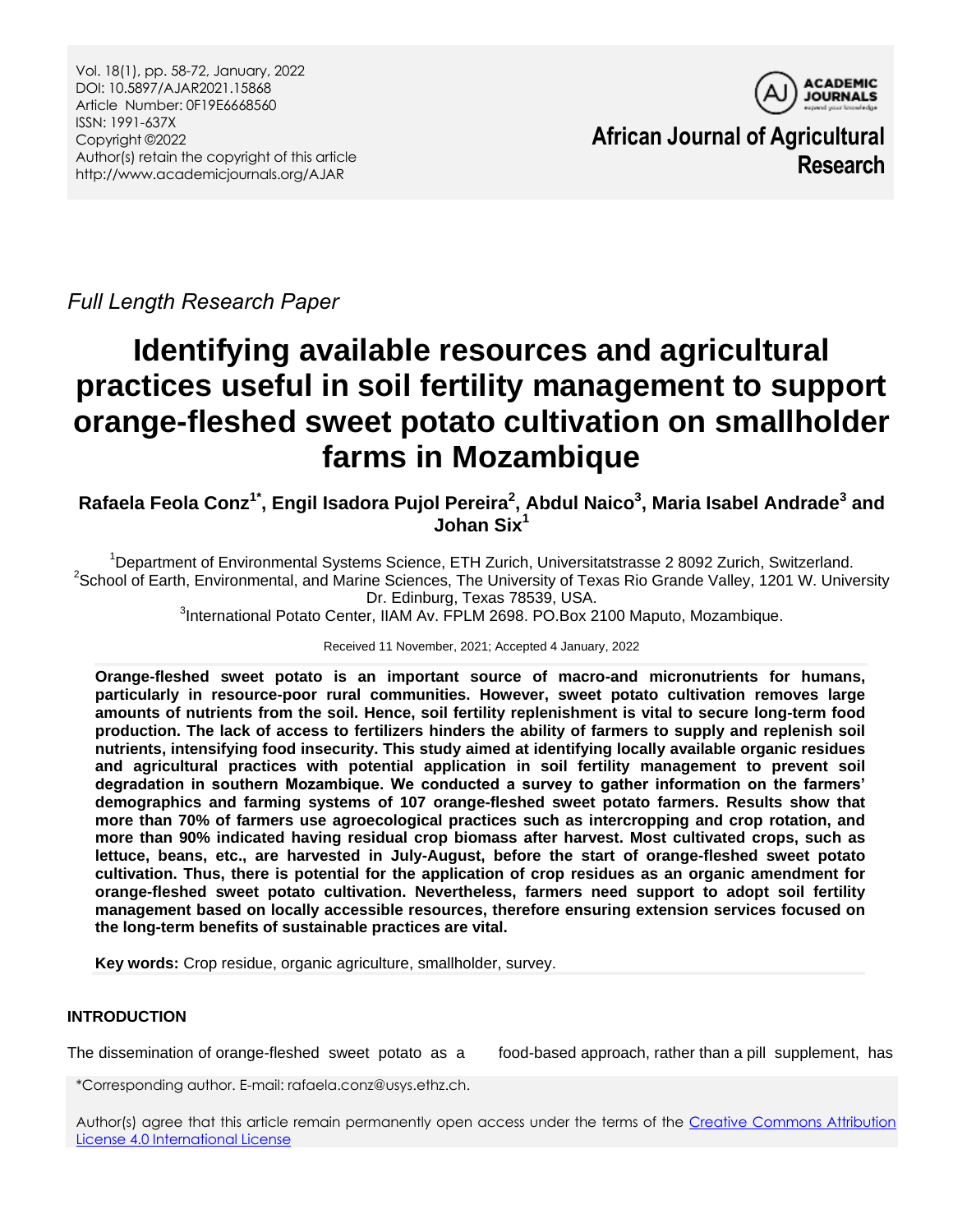Vol. 18(1), pp. 58-72, January, 2022
DOI: 10.5897/AJAR2021.15868
Article Number: 0F19E6668560
ISSN: 1991-637X
Copyright ©2022
Author(s) retain the copyright of this article
http://www.academicjournals.org/AJAR

**African Journal of Agricultural Research**

*Full Length Research Paper*

# Identifying available resources and agricultural practices useful in soil fertility management to support orange-fleshed sweet potato cultivation on smallholder farms in Mozambique

**Rafaela Feola Conz[1*], Engil Isadora Pujol Pereira[2], Abdul Naico[3], Maria Isabel Andrade[3] and Johan Six[1]**

[1]Department of Environmental Systems Science, ETH Zurich, Universitatstrasse 2 8092 Zurich, Switzerland.
[2]School of Earth, Environmental, and Marine Sciences, The University of Texas Rio Grande Valley, 1201 W. University Dr. Edinburg, Texas 78539, USA.
[3]International Potato Center, IIAM Av. FPLM 2698. PO.Box 2100 Maputo, Mozambique.

Received 11 November, 2021; Accepted 4 January, 2022

**Orange-fleshed sweet potato is an important source of macro-and micronutrients for humans, particularly in resource-poor rural communities. However, sweet potato cultivation removes large amounts of nutrients from the soil. Hence, soil fertility replenishment is vital to secure long-term food production. The lack of access to fertilizers hinders the ability of farmers to supply and replenish soil nutrients, intensifying food insecurity. This study aimed at identifying locally available organic residues and agricultural practices with potential application in soil fertility management to prevent soil degradation in southern Mozambique. We conducted a survey to gather information on the farmers' demographics and farming systems of 107 orange-fleshed sweet potato farmers. Results show that more than 70% of farmers use agroecological practices such as intercropping and crop rotation, and more than 90% indicated having residual crop biomass after harvest. Most cultivated crops, such as lettuce, beans, etc., are harvested in July-August, before the start of orange-fleshed sweet potato cultivation. Thus, there is potential for the application of crop residues as an organic amendment for orange-fleshed sweet potato cultivation. Nevertheless, farmers need support to adopt soil fertility management based on locally accessible resources, therefore ensuring extension services focused on the long-term benefits of sustainable practices are vital.**

**Key words:** Crop residue, organic agriculture, smallholder, survey.

## INTRODUCTION

The dissemination of orange-fleshed sweet potato as a food-based approach, rather than a pill supplement, has

*Corresponding author. E-mail: rafaela.conz@usys.ethz.ch.

Author(s) agree that this article remain permanently open access under the terms of the Creative Commons Attribution License 4.0 International License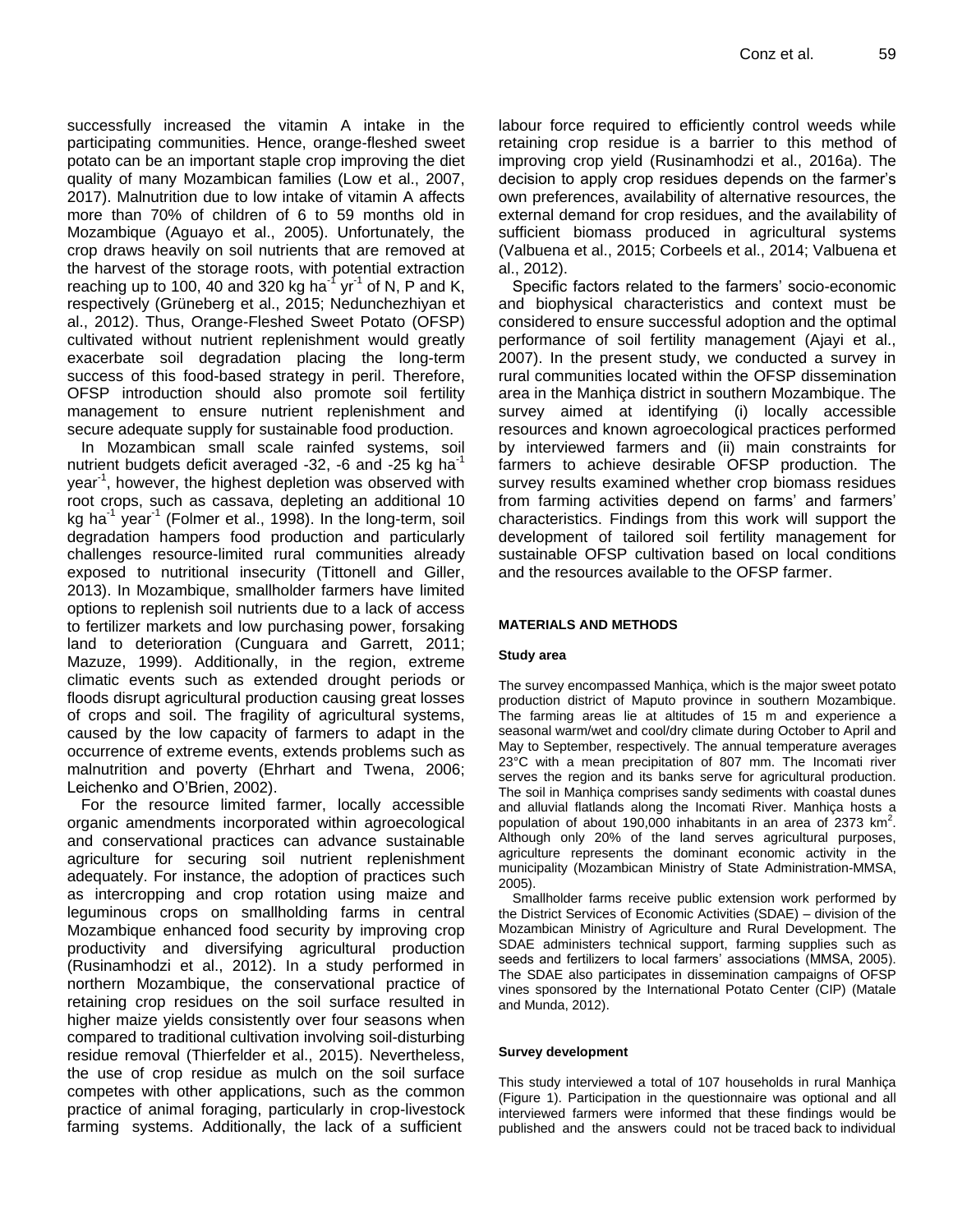successfully increased the vitamin A intake in the participating communities. Hence, orange-fleshed sweet potato can be an important staple crop improving the diet quality of many Mozambican families (Low et al., 2007, 2017). Malnutrition due to low intake of vitamin A affects more than 70% of children of 6 to 59 months old in Mozambique (Aguayo et al., 2005). Unfortunately, the crop draws heavily on soil nutrients that are removed at the harvest of the storage roots, with potential extraction reaching up to 100, 40 and 320 kg $ha^{-1}$ $yr^{-1}$ of N, P and K, respectively (Grüneberg et al., 2015; Nedunchezhiyan et al., 2012). Thus, Orange-Fleshed Sweet Potato (OFSP) cultivated without nutrient replenishment would greatly exacerbate soil degradation placing the long-term success of this food-based strategy in peril. Therefore, OFSP introduction should also promote soil fertility management to ensure nutrient replenishment and secure adequate supply for sustainable food production.

In Mozambican small scale rainfed systems, soil nutrient budgets deficit averaged -32, -6 and -25 kg $ha^{-1}$ $year^{-1}$, however, the highest depletion was observed with root crops, such as cassava, depleting an additional 10 kg $ha^{-1}$ $year^{-1}$ (Folmer et al., 1998). In the long-term, soil degradation hampers food production and particularly challenges resource-limited rural communities already exposed to nutritional insecurity (Tittonell and Giller, 2013). In Mozambique, smallholder farmers have limited options to replenish soil nutrients due to a lack of access to fertilizer markets and low purchasing power, forsaking land to deterioration (Cunguara and Garrett, 2011; Mazuze, 1999). Additionally, in the region, extreme climatic events such as extended drought periods or floods disrupt agricultural production causing great losses of crops and soil. The fragility of agricultural systems, caused by the low capacity of farmers to adapt in the occurrence of extreme events, extends problems such as malnutrition and poverty (Ehrhart and Twena, 2006; Leichenko and O'Brien, 2002).

For the resource limited farmer, locally accessible organic amendments incorporated within agroecological and conservational practices can advance sustainable agriculture for securing soil nutrient replenishment adequately. For instance, the adoption of practices such as intercropping and crop rotation using maize and leguminous crops on smallholding farms in central Mozambique enhanced food security by improving crop productivity and diversifying agricultural production (Rusinamhodzi et al., 2012). In a study performed in northern Mozambique, the conservational practice of retaining crop residues on the soil surface resulted in higher maize yields consistently over four seasons when compared to traditional cultivation involving soil-disturbing residue removal (Thierfelder et al., 2015). Nevertheless, the use of crop residue as mulch on the soil surface competes with other applications, such as the common practice of animal foraging, particularly in crop-livestock farming systems. Additionally, the lack of a sufficient labour force required to efficiently control weeds while retaining crop residue is a barrier to this method of improving crop yield (Rusinamhodzi et al., 2016a). The decision to apply crop residues depends on the farmer's own preferences, availability of alternative resources, the external demand for crop residues, and the availability of sufficient biomass produced in agricultural systems (Valbuena et al., 2015; Corbeels et al., 2014; Valbuena et al., 2012).

Specific factors related to the farmers' socio-economic and biophysical characteristics and context must be considered to ensure successful adoption and the optimal performance of soil fertility management (Ajayi et al., 2007). In the present study, we conducted a survey in rural communities located within the OFSP dissemination area in the Manhiça district in southern Mozambique. The survey aimed at identifying (i) locally accessible resources and known agroecological practices performed by interviewed farmers and (ii) main constraints for farmers to achieve desirable OFSP production. The survey results examined whether crop biomass residues from farming activities depend on farms' and farmers' characteristics. Findings from this work will support the development of tailored soil fertility management for sustainable OFSP cultivation based on local conditions and the resources available to the OFSP farmer.

## MATERIALS AND METHODS

### Study area

The survey encompassed Manhiça, which is the major sweet potato production district of Maputo province in southern Mozambique. The farming areas lie at altitudes of 15 m and experience a seasonal warm/wet and cool/dry climate during October to April and May to September, respectively. The annual temperature averages 23°C with a mean precipitation of 807 mm. The Incomati river serves the region and its banks serve for agricultural production. The soil in Manhiça comprises sandy sediments with coastal dunes and alluvial flatlands along the Incomati River. Manhiça hosts a population of about 190,000 inhabitants in an area of 2373 $km^2$. Although only 20% of the land serves agricultural purposes, agriculture represents the dominant economic activity in the municipality (Mozambican Ministry of State Administration-MMSA, 2005).

Smallholder farms receive public extension work performed by the District Services of Economic Activities (SDAE) – division of the Mozambican Ministry of Agriculture and Rural Development. The SDAE administers technical support, farming supplies such as seeds and fertilizers to local farmers' associations (MMSA, 2005). The SDAE also participates in dissemination campaigns of OFSP vines sponsored by the International Potato Center (CIP) (Matale and Munda, 2012).

### Survey development

This study interviewed a total of 107 households in rural Manhiça (Figure 1). Participation in the questionnaire was optional and all interviewed farmers were informed that these findings would be published and the answers could not be traced back to individual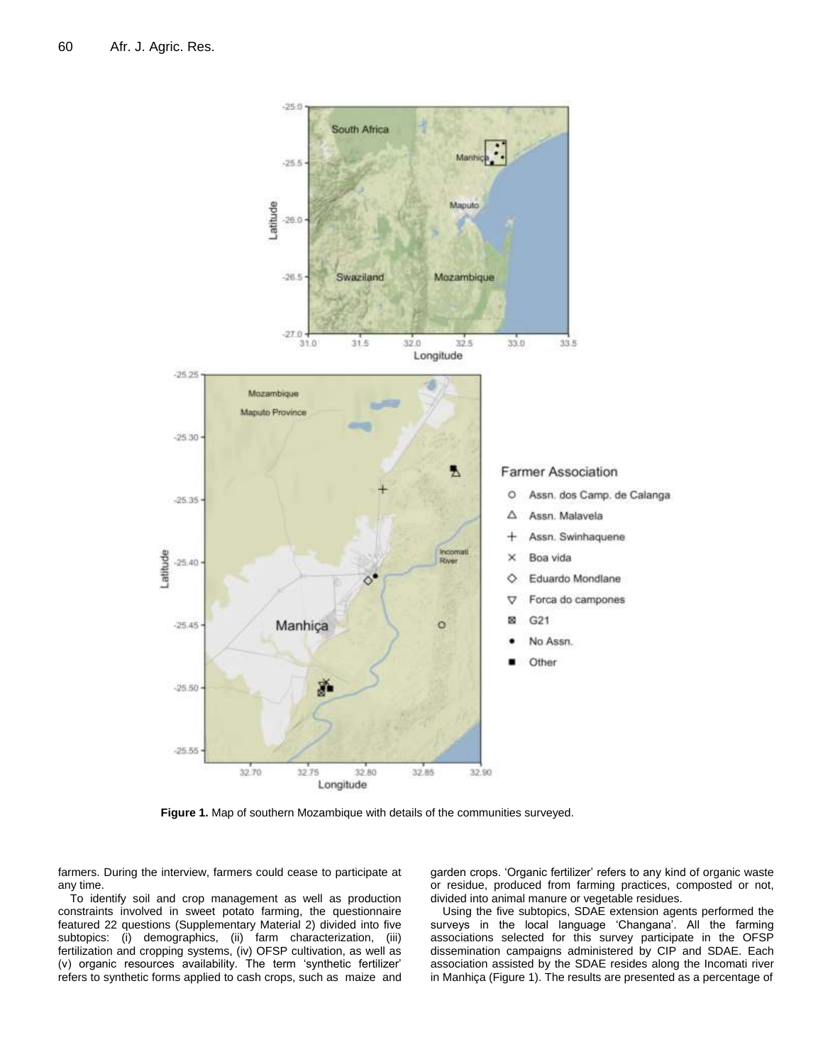Figure 1. Map of southern Mozambique with details of the communities surveyed.

farmers. During the interview, farmers could cease to participate at any time.

To identify soil and crop management as well as production constraints involved in sweet potato farming, the questionnaire featured 22 questions (Supplementary Material 2) divided into five subtopics: (i) demographics, (ii) farm characterization, (iii) fertilization and cropping systems, (iv) OFSP cultivation, as well as (v) organic resources availability. The term 'synthetic fertilizer' refers to synthetic forms applied to cash crops, such as maize and garden crops. 'Organic fertilizer' refers to any kind of organic waste or residue, produced from farming practices, composted or not, divided into animal manure or vegetable residues.

Using the five subtopics, SDAE extension agents performed the surveys in the local language 'Changana'. All the farming associations selected for this survey participate in the OFSP dissemination campaigns administered by CIP and SDAE. Each association assisted by the SDAE resides along the Incomati river in Manhiça (Figure 1). The results are presented as a percentage of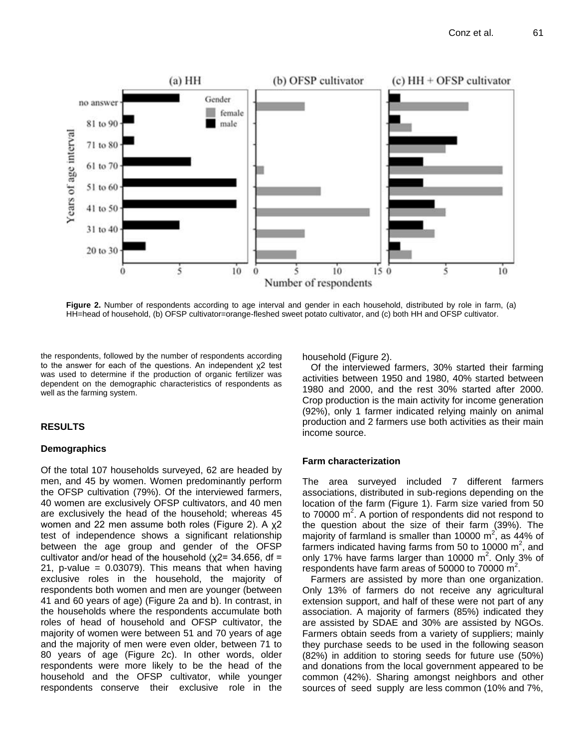Figure 2. Number of respondents according to age interval and gender in each household, distributed by role in farm, (a) HH=head of household, (b) OFSP cultivator=orange-fleshed sweet potato cultivator, and (c) both HH and OFSP cultivator.

the respondents, followed by the number of respondents according to the answer for each of the questions. An independent $\chi^2$ test was used to determine if the production of organic fertilizer was dependent on the demographic characteristics of respondents as well as the farming system.

## RESULTS

### Demographics

Of the total 107 households surveyed, 62 are headed by men, and 45 by women. Women predominantly perform the OFSP cultivation (79%). Of the interviewed farmers, 40 women are exclusively OFSP cultivators, and 40 men are exclusively the head of the household; whereas 45 women and 22 men assume both roles (Figure 2). A $\chi^2$ test of independence shows a significant relationship between the age group and gender of the OFSP cultivator and/or head of the household ($\chi^2 = 34.656$, df = 21, p-value = 0.03079). This means that when having exclusive roles in the household, the majority of respondents both women and men are younger (between 41 and 60 years of age) (Figure 2a and b). In contrast, in the households where the respondents accumulate both roles of head of household and OFSP cultivator, the majority of women were between 51 and 70 years of age and the majority of men were even older, between 71 to 80 years of age (Figure 2c). In other words, older respondents were more likely to be the head of the household and the OFSP cultivator, while younger respondents conserve their exclusive role in the household (Figure 2).

Of the interviewed farmers, 30% started their farming activities between 1950 and 1980, 40% started between 1980 and 2000, and the rest 30% started after 2000. Crop production is the main activity for income generation (92%), only 1 farmer indicated relying mainly on animal production and 2 farmers use both activities as their main income source.

### Farm characterization

The area surveyed included 7 different farmers associations, distributed in sub-regions depending on the location of the farm (Figure 1). Farm size varied from 50 to 70000 $m^2$. A portion of respondents did not respond to the question about the size of their farm (39%). The majority of farmland is smaller than 10000 $m^2$, as 44% of farmers indicated having farms from 50 to 10000 $m^2$, and only 17% have farms larger than 10000 $m^2$. Only 3% of respondents have farm areas of 50000 to 70000 $m^2$.

Farmers are assisted by more than one organization. Only 13% of farmers do not receive any agricultural extension support, and half of these were not part of any association. A majority of farmers (85%) indicated they are assisted by SDAE and 30% are assisted by NGOs. Farmers obtain seeds from a variety of suppliers; mainly they purchase seeds to be used in the following season (82%) in addition to storing seeds for future use (50%) and donations from the local government appeared to be common (42%). Sharing amongst neighbors and other sources of seed supply are less common (10% and 7%,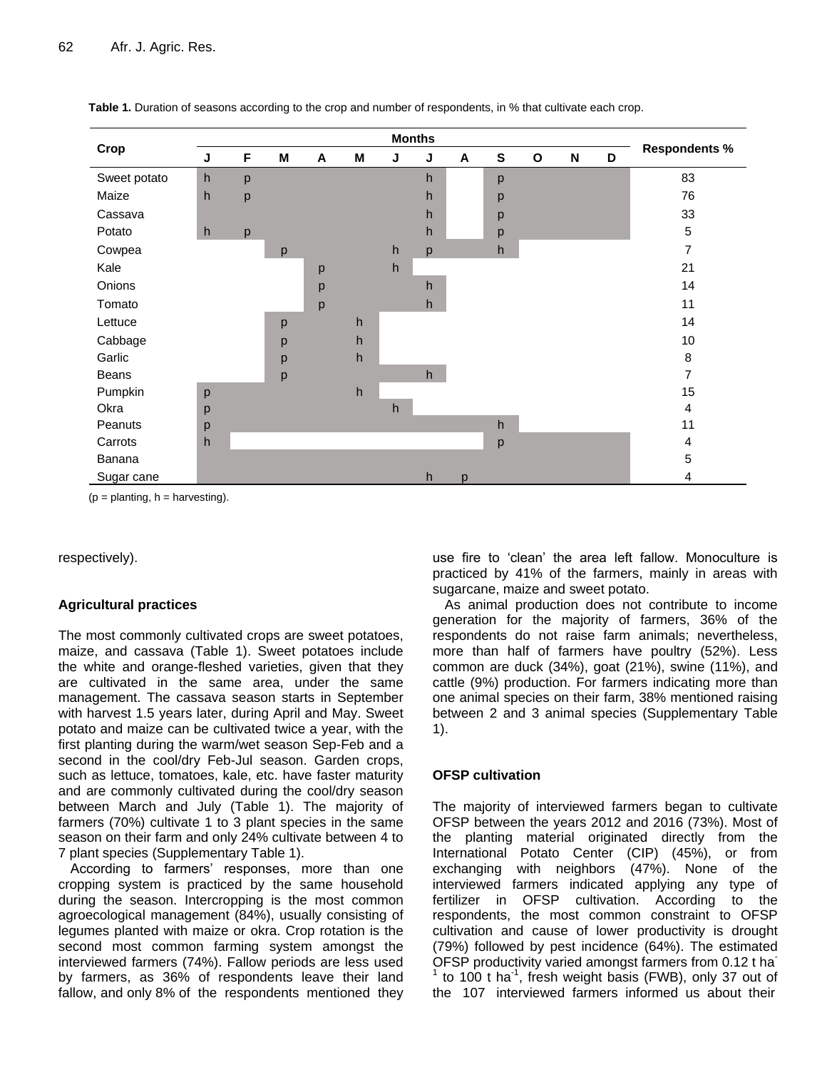**Table 1.** Duration of seasons according to the crop and number of respondents, in % that cultivate each crop.

| Crop | Months | | | | | | | | | | | | Respondents % |
|---|---|---|---|---|---|---|---|---|---|---|---|---|---|
| | J | F | M | A | M | J | J | A | S | O | N | D | |
| Sweet potato | h | p | | | | | h | | p | | | | 83 |
| Maize | h | p | | | | | h | | p | | | | 76 |
| Cassava | | | | | | | h | | p | | | | 33 |
| Potato | h | p | | | | | h | | p | | | | 5 |
| Cowpea | | | p | | | h | p | | h | | | | 7 |
| Kale | | | | p | | h | | | | | | | 21 |
| Onions | | | | p | | | h | | | | | | 14 |
| Tomato | | | | p | | | h | | | | | | 11 |
| Lettuce | | | p | | h | | | | | | | | 14 |
| Cabbage | | | p | | h | | | | | | | | 10 |
| Garlic | | | p | | h | | | | | | | | 8 |
| Beans | | | p | | | | h | | | | | | 7 |
| Pumpkin | p | | | | h | | | | | | | | 15 |
| Okra | p | | | | | h | | | | | | | 4 |
| Peanuts | p | | | | | | | | h | | | | 11 |
| Carrots | h | | | | | | | | p | | | | 4 |
| Banana | | | | | | | | | | | | | 5 |
| Sugar cane | | | | | | | h | p | | | | | 4 |

(p = planting, h = harvesting).

respectively).

### Agricultural practices

The most commonly cultivated crops are sweet potatoes, maize, and cassava (Table 1). Sweet potatoes include the white and orange-fleshed varieties, given that they are cultivated in the same area, under the same management. The cassava season starts in September with harvest 1.5 years later, during April and May. Sweet potato and maize can be cultivated twice a year, with the first planting during the warm/wet season Sep-Feb and a second in the cool/dry Feb-Jul season. Garden crops, such as lettuce, tomatoes, kale, etc. have faster maturity and are commonly cultivated during the cool/dry season between March and July (Table 1). The majority of farmers (70%) cultivate 1 to 3 plant species in the same season on their farm and only 24% cultivate between 4 to 7 plant species (Supplementary Table 1).

According to farmers' responses, more than one cropping system is practiced by the same household during the season. Intercropping is the most common agroecological management (84%), usually consisting of legumes planted with maize or okra. Crop rotation is the second most common farming system amongst the interviewed farmers (74%). Fallow periods are less used by farmers, as 36% of respondents leave their land fallow, and only 8% of the respondents mentioned they use fire to 'clean' the area left fallow. Monoculture is practiced by 41% of the farmers, mainly in areas with sugarcane, maize and sweet potato.

As animal production does not contribute to income generation for the majority of farmers, 36% of the respondents do not raise farm animals; nevertheless, more than half of farmers have poultry (52%). Less common are duck (34%), goat (21%), swine (11%), and cattle (9%) production. For farmers indicating more than one animal species on their farm, 38% mentioned raising between 2 and 3 animal species (Supplementary Table 1).

### OFSP cultivation

The majority of interviewed farmers began to cultivate OFSP between the years 2012 and 2016 (73%). Most of the planting material originated directly from the International Potato Center (CIP) (45%), or from exchanging with neighbors (47%). None of the interviewed farmers indicated applying any type of fertilizer in OFSP cultivation. According to the respondents, the most common constraint to OFSP cultivation and cause of lower productivity is drought (79%) followed by pest incidence (64%). The estimated OFSP productivity varied amongst farmers from 0.12 t $ha^{-1}$ to 100 t $ha^{-1}$, fresh weight basis (FWB), only 37 out of the 107 interviewed farmers informed us about their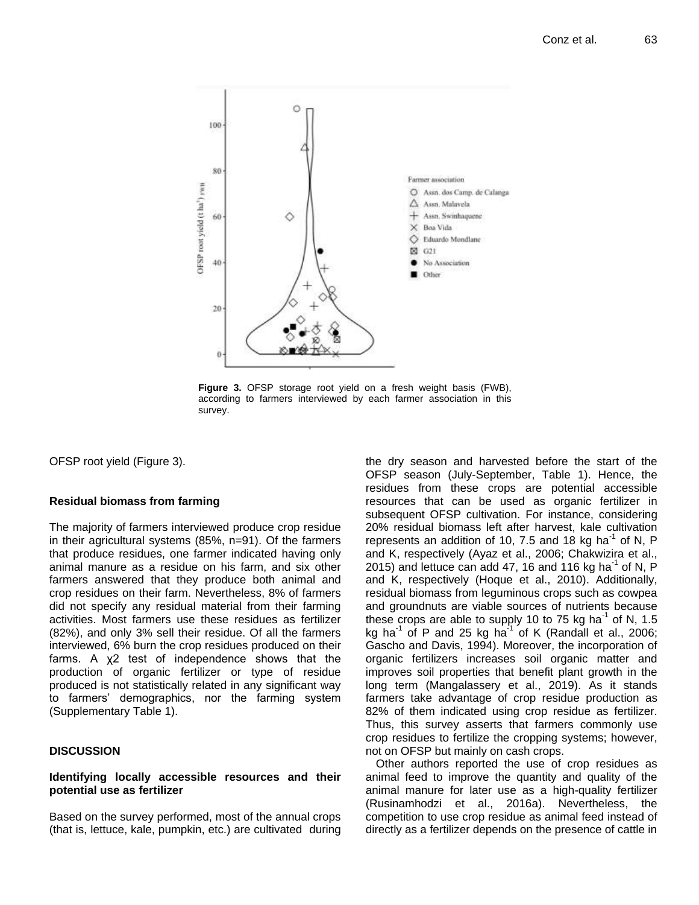**Figure 3.** OFSP storage root yield on a fresh weight basis (FWB), according to farmers interviewed by each farmer association in this survey.

OFSP root yield (Figure 3).

### Residual biomass from farming

The majority of farmers interviewed produce crop residue in their agricultural systems (85%, n=91). Of the farmers that produce residues, one farmer indicated having only animal manure as a residue on his farm, and six other farmers answered that they produce both animal and crop residues on their farm. Nevertheless, 8% of farmers did not specify any residual material from their farming activities. Most farmers use these residues as fertilizer (82%), and only 3% sell their residue. Of all the farmers interviewed, 6% burn the crop residues produced on their farms. A $\chi 2$ test of independence shows that the production of organic fertilizer or type of residue produced is not statistically related in any significant way to farmers' demographics, nor the farming system (Supplementary Table 1).

## DISCUSSION

### Identifying locally accessible resources and their potential use as fertilizer

Based on the survey performed, most of the annual crops (that is, lettuce, kale, pumpkin, etc.) are cultivated during the dry season and harvested before the start of the OFSP season (July-September, Table 1). Hence, the residues from these crops are potential accessible resources that can be used as organic fertilizer in subsequent OFSP cultivation. For instance, considering 20% residual biomass left after harvest, kale cultivation represents an addition of 10, 7.5 and 18 kg ha$^{-1}$ of N, P and K, respectively (Ayaz et al., 2006; Chakwizira et al., 2015) and lettuce can add 47, 16 and 116 kg ha$^{-1}$ of N, P and K, respectively (Hoque et al., 2010). Additionally, residual biomass from leguminous crops such as cowpea and groundnuts are viable sources of nutrients because these crops are able to supply 10 to 75 kg ha$^{-1}$ of N, 1.5 kg ha$^{-1}$ of P and 25 kg ha$^{-1}$ of K (Randall et al., 2006; Gascho and Davis, 1994). Moreover, the incorporation of organic fertilizers increases soil organic matter and improves soil properties that benefit plant growth in the long term (Mangalassery et al., 2019). As it stands farmers take advantage of crop residue production as 82% of them indicated using crop residue as fertilizer. Thus, this survey asserts that farmers commonly use crop residues to fertilize the cropping systems; however, not on OFSP but mainly on cash crops.

Other authors reported the use of crop residues as animal feed to improve the quantity and quality of the animal manure for later use as a high-quality fertilizer (Rusinamhodzi et al., 2016a). Nevertheless, the competition to use crop residue as animal feed instead of directly as a fertilizer depends on the presence of cattle in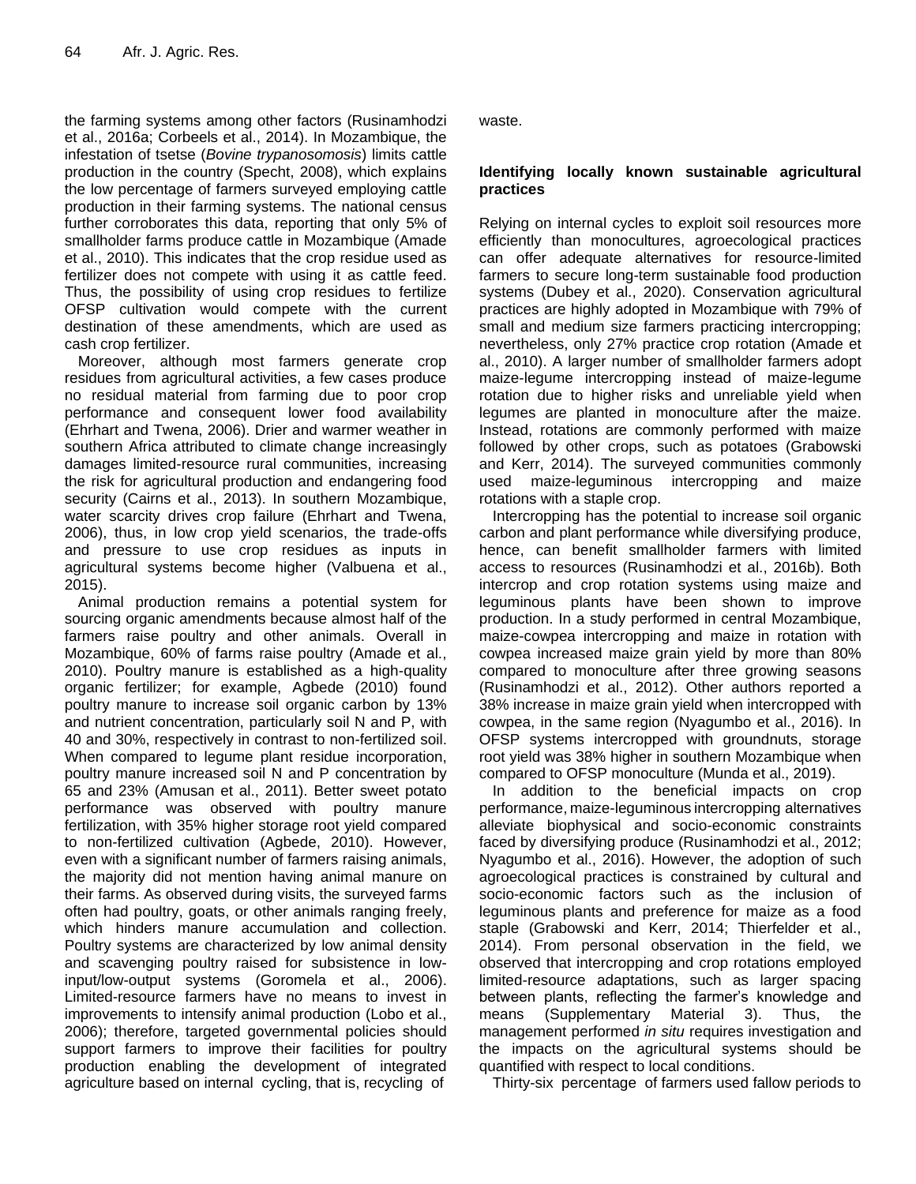the farming systems among other factors (Rusinamhodzi et al., 2016a; Corbeels et al., 2014). In Mozambique, the infestation of tsetse (*Bovine trypanosomosis*) limits cattle production in the country (Specht, 2008), which explains the low percentage of farmers surveyed employing cattle production in their farming systems. The national census further corroborates this data, reporting that only 5% of smallholder farms produce cattle in Mozambique (Amade et al., 2010). This indicates that the crop residue used as fertilizer does not compete with using it as cattle feed. Thus, the possibility of using crop residues to fertilize OFSP cultivation would compete with the current destination of these amendments, which are used as cash crop fertilizer.

Moreover, although most farmers generate crop residues from agricultural activities, a few cases produce no residual material from farming due to poor crop performance and consequent lower food availability (Ehrhart and Twena, 2006). Drier and warmer weather in southern Africa attributed to climate change increasingly damages limited-resource rural communities, increasing the risk for agricultural production and endangering food security (Cairns et al., 2013). In southern Mozambique, water scarcity drives crop failure (Ehrhart and Twena, 2006), thus, in low crop yield scenarios, the trade-offs and pressure to use crop residues as inputs in agricultural systems become higher (Valbuena et al., 2015).

Animal production remains a potential system for sourcing organic amendments because almost half of the farmers raise poultry and other animals. Overall in Mozambique, 60% of farms raise poultry (Amade et al., 2010). Poultry manure is established as a high-quality organic fertilizer; for example, Agbede (2010) found poultry manure to increase soil organic carbon by 13% and nutrient concentration, particularly soil N and P, with 40 and 30%, respectively in contrast to non-fertilized soil. When compared to legume plant residue incorporation, poultry manure increased soil N and P concentration by 65 and 23% (Amusan et al., 2011). Better sweet potato performance was observed with poultry manure fertilization, with 35% higher storage root yield compared to non-fertilized cultivation (Agbede, 2010). However, even with a significant number of farmers raising animals, the majority did not mention having animal manure on their farms. As observed during visits, the surveyed farms often had poultry, goats, or other animals ranging freely, which hinders manure accumulation and collection. Poultry systems are characterized by low animal density and scavenging poultry raised for subsistence in low-input/low-output systems (Goromela et al., 2006). Limited-resource farmers have no means to invest in improvements to intensify animal production (Lobo et al., 2006); therefore, targeted governmental policies should support farmers to improve their facilities for poultry production enabling the development of integrated agriculture based on internal cycling, that is, recycling of waste.

**Identifying locally known sustainable agricultural practices**

Relying on internal cycles to exploit soil resources more efficiently than monocultures, agroecological practices can offer adequate alternatives for resource-limited farmers to secure long-term sustainable food production systems (Dubey et al., 2020). Conservation agricultural practices are highly adopted in Mozambique with 79% of small and medium size farmers practicing intercropping; nevertheless, only 27% practice crop rotation (Amade et al., 2010). A larger number of smallholder farmers adopt maize-legume intercropping instead of maize-legume rotation due to higher risks and unreliable yield when legumes are planted in monoculture after the maize. Instead, rotations are commonly performed with maize followed by other crops, such as potatoes (Grabowski and Kerr, 2014). The surveyed communities commonly used maize-leguminous intercropping and maize rotations with a staple crop.

Intercropping has the potential to increase soil organic carbon and plant performance while diversifying produce, hence, can benefit smallholder farmers with limited access to resources (Rusinamhodzi et al., 2016b). Both intercrop and crop rotation systems using maize and leguminous plants have been shown to improve production. In a study performed in central Mozambique, maize-cowpea intercropping and maize in rotation with cowpea increased maize grain yield by more than 80% compared to monoculture after three growing seasons (Rusinamhodzi et al., 2012). Other authors reported a 38% increase in maize grain yield when intercropped with cowpea, in the same region (Nyagumbo et al., 2016). In OFSP systems intercropped with groundnuts, storage root yield was 38% higher in southern Mozambique when compared to OFSP monoculture (Munda et al., 2019).

In addition to the beneficial impacts on crop performance, maize-leguminous intercropping alternatives alleviate biophysical and socio-economic constraints faced by diversifying produce (Rusinamhodzi et al., 2012; Nyagumbo et al., 2016). However, the adoption of such agroecological practices is constrained by cultural and socio-economic factors such as the inclusion of leguminous plants and preference for maize as a food staple (Grabowski and Kerr, 2014; Thierfelder et al., 2014). From personal observation in the field, we observed that intercropping and crop rotations employed limited-resource adaptations, such as larger spacing between plants, reflecting the farmer's knowledge and means (Supplementary Material 3). Thus, the management performed *in situ* requires investigation and the impacts on the agricultural systems should be quantified with respect to local conditions.

Thirty-six percentage of farmers used fallow periods to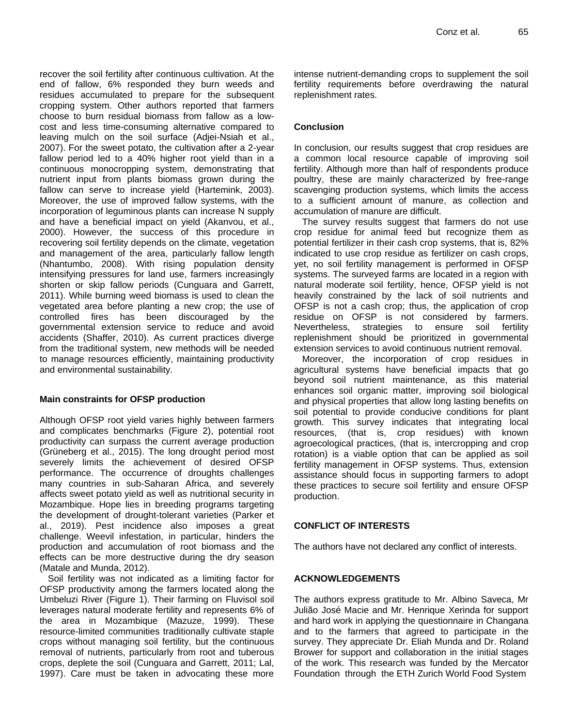recover the soil fertility after continuous cultivation. At the end of fallow, 6% responded they burn weeds and residues accumulated to prepare for the subsequent cropping system. Other authors reported that farmers choose to burn residual biomass from fallow as a low-cost and less time-consuming alternative compared to leaving mulch on the soil surface (Adjei-Nsiah et al., 2007). For the sweet potato, the cultivation after a 2-year fallow period led to a 40% higher root yield than in a continuous monocropping system, demonstrating that nutrient input from plants biomass grown during the fallow can serve to increase yield (Hartemink, 2003). Moreover, the use of improved fallow systems, with the incorporation of leguminous plants can increase N supply and have a beneficial impact on yield (Akanvou, et al., 2000). However, the success of this procedure in recovering soil fertility depends on the climate, vegetation and management of the area, particularly fallow length (Nhantumbo, 2008). With rising population density intensifying pressures for land use, farmers increasingly shorten or skip fallow periods (Cunguara and Garrett, 2011). While burning weed biomass is used to clean the vegetated area before planting a new crop; the use of controlled fires has been discouraged by the governmental extension service to reduce and avoid accidents (Shaffer, 2010). As current practices diverge from the traditional system, new methods will be needed to manage resources efficiently, maintaining productivity and environmental sustainability.

### Main constraints for OFSP production

Although OFSP root yield varies highly between farmers and complicates benchmarks (Figure 2), potential root productivity can surpass the current average production (Grüneberg et al., 2015). The long drought period most severely limits the achievement of desired OFSP performance. The occurrence of droughts challenges many countries in sub-Saharan Africa, and severely affects sweet potato yield as well as nutritional security in Mozambique. Hope lies in breeding programs targeting the development of drought-tolerant varieties (Parker et al., 2019). Pest incidence also imposes a great challenge. Weevil infestation, in particular, hinders the production and accumulation of root biomass and the effects can be more destructive during the dry season (Matale and Munda, 2012).

Soil fertility was not indicated as a limiting factor for OFSP productivity among the farmers located along the Umbeluzi River (Figure 1). Their farming on Fluvisol soil leverages natural moderate fertility and represents 6% of the area in Mozambique (Mazuze, 1999). These resource-limited communities traditionally cultivate staple crops without managing soil fertility, but the continuous removal of nutrients, particularly from root and tuberous crops, deplete the soil (Cunguara and Garrett, 2011; Lal, 1997). Care must be taken in advocating these more intense nutrient-demanding crops to supplement the soil fertility requirements before overdrawing the natural replenishment rates.

### Conclusion

In conclusion, our results suggest that crop residues are a common local resource capable of improving soil fertility. Although more than half of respondents produce poultry, these are mainly characterized by free-range scavenging production systems, which limits the access to a sufficient amount of manure, as collection and accumulation of manure are difficult.

The survey results suggest that farmers do not use crop residue for animal feed but recognize them as potential fertilizer in their cash crop systems, that is, 82% indicated to use crop residue as fertilizer on cash crops, yet, no soil fertility management is performed in OFSP systems. The surveyed farms are located in a region with natural moderate soil fertility, hence, OFSP yield is not heavily constrained by the lack of soil nutrients and OFSP is not a cash crop; thus, the application of crop residue on OFSP is not considered by farmers. Nevertheless, strategies to ensure soil fertility replenishment should be prioritized in governmental extension services to avoid continuous nutrient removal.

Moreover, the incorporation of crop residues in agricultural systems have beneficial impacts that go beyond soil nutrient maintenance, as this material enhances soil organic matter, improving soil biological and physical properties that allow long lasting benefits on soil potential to provide conducive conditions for plant growth. This survey indicates that integrating local resources, (that is, crop residues) with known agroecological practices, (that is, intercropping and crop rotation) is a viable option that can be applied as soil fertility management in OFSP systems. Thus, extension assistance should focus in supporting farmers to adopt these practices to secure soil fertility and ensure OFSP production.

### CONFLICT OF INTERESTS

The authors have not declared any conflict of interests.

### ACKNOWLEDGEMENTS

The authors express gratitude to Mr. Albino Saveca, Mr Julião José Macie and Mr. Henrique Xerinda for support and hard work in applying the questionnaire in Changana and to the farmers that agreed to participate in the survey. They appreciate Dr. Eliah Munda and Dr. Roland Brower for support and collaboration in the initial stages of the work. This research was funded by the Mercator Foundation through the ETH Zurich World Food System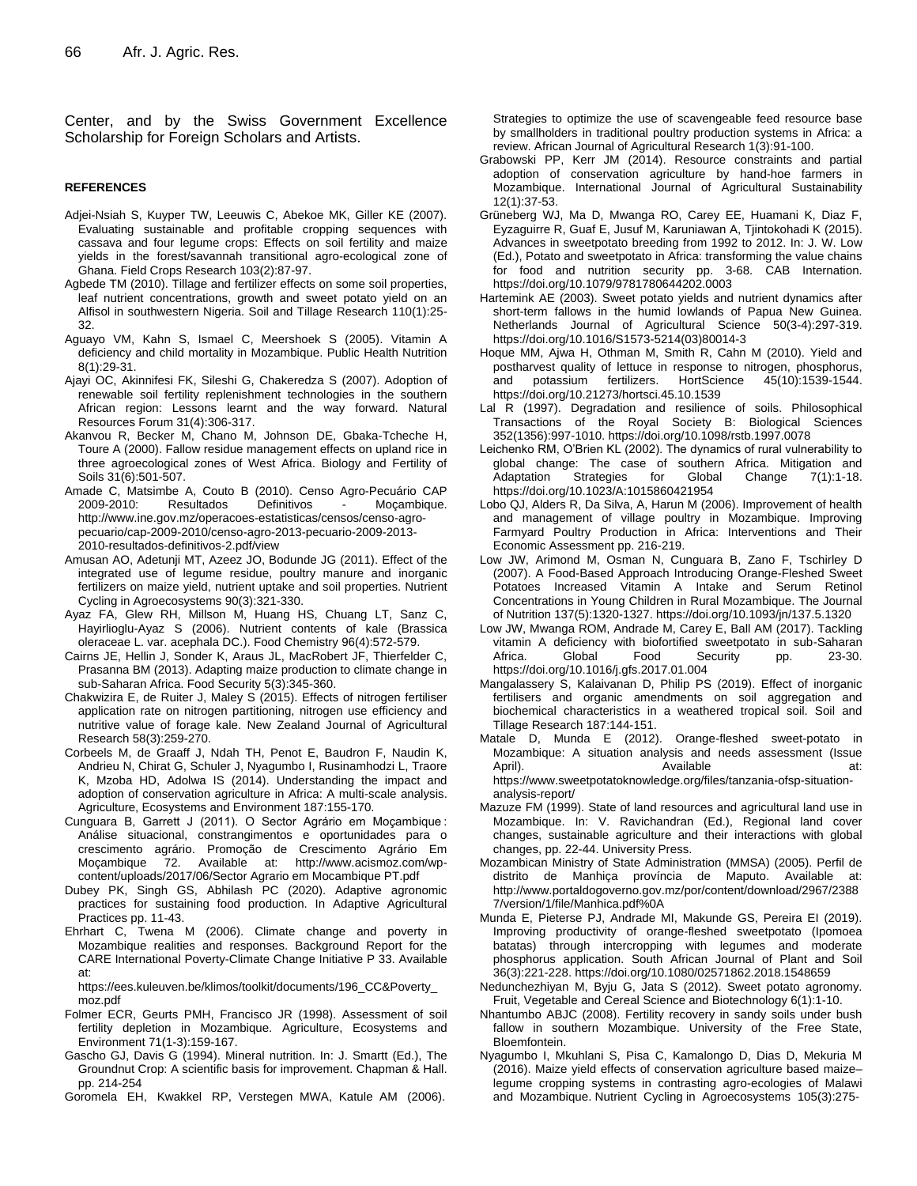Center, and by the Swiss Government Excellence Scholarship for Foreign Scholars and Artists.

## REFERENCES

Adjei-Nsiah S, Kuyper TW, Leeuwis C, Abekoe MK, Giller KE (2007). Evaluating sustainable and profitable cropping sequences with cassava and four legume crops: Effects on soil fertility and maize yields in the forest/savannah transitional agro-ecological zone of Ghana. Field Crops Research 103(2):87-97.

Agbede TM (2010). Tillage and fertilizer effects on some soil properties, leaf nutrient concentrations, growth and sweet potato yield on an Alfisol in southwestern Nigeria. Soil and Tillage Research 110(1):25-32.

Aguayo VM, Kahn S, Ismael C, Meershoek S (2005). Vitamin A deficiency and child mortality in Mozambique. Public Health Nutrition 8(1):29-31.

Ajayi OC, Akinnifesi FK, Sileshi G, Chakeredza S (2007). Adoption of renewable soil fertility replenishment technologies in the southern African region: Lessons learnt and the way forward. Natural Resources Forum 31(4):306-317.

Akanvou R, Becker M, Chano M, Johnson DE, Gbaka-Tcheche H, Toure A (2000). Fallow residue management effects on upland rice in three agroecological zones of West Africa. Biology and Fertility of Soils 31(6):501-507.

Amade C, Matsimbe A, Couto B (2010). Censo Agro-Pecuário CAP 2009-2010: Resultados Definitivos - Moçambique. http://www.ine.gov.mz/operacoes-estatisticas/censos/censo-agro-pecuario/cap-2009-2010/censo-agro-2013-pecuario-2009-2013-2010-resultados-definitivos-2.pdf/view

Amusan AO, Adetunji MT, Azeez JO, Bodunde JG (2011). Effect of the integrated use of legume residue, poultry manure and inorganic fertilizers on maize yield, nutrient uptake and soil properties. Nutrient Cycling in Agroecosystems 90(3):321-330.

Ayaz FA, Glew RH, Millson M, Huang HS, Chuang LT, Sanz C, Hayirlioglu-Ayaz S (2006). Nutrient contents of kale (Brassica oleraceae L. var. acephala DC.). Food Chemistry 96(4):572-579.

Cairns JE, Hellin J, Sonder K, Araus JL, MacRobert JF, Thierfelder C, Prasanna BM (2013). Adapting maize production to climate change in sub-Saharan Africa. Food Security 5(3):345-360.

Chakwizira E, de Ruiter J, Maley S (2015). Effects of nitrogen fertiliser application rate on nitrogen partitioning, nitrogen use efficiency and nutritive value of forage kale. New Zealand Journal of Agricultural Research 58(3):259-270.

Corbeels M, de Graaff J, Ndah TH, Penot E, Baudron F, Naudin K, Andrieu N, Chirat G, Schuler J, Nyagumbo I, Rusinamhodzi L, Traore K, Mzoba HD, Adolwa IS (2014). Understanding the impact and adoption of conservation agriculture in Africa: A multi-scale analysis. Agriculture, Ecosystems and Environment 187:155-170.

Cunguara B, Garrett J (2011). O Sector Agrário em Moçambique : Análise situacional, constrangimentos e oportunidades para o crescimento agrário. Promoção de Crescimento Agrário Em Moçambique 72. Available at: http://www.acismoz.com/wp-content/uploads/2017/06/Sector Agrario em Mocambique PT.pdf

Dubey PK, Singh GS, Abhilash PC (2020). Adaptive agronomic practices for sustaining food production. In Adaptive Agricultural Practices pp. 11-43.

Ehrhart C, Twena M (2006). Climate change and poverty in Mozambique realities and responses. Background Report for the CARE International Poverty-Climate Change Initiative P 33. Available at: https://ees.kuleuven.be/klimos/toolkit/documents/196_CC&Poverty_moz.pdf

Folmer ECR, Geurts PMH, Francisco JR (1998). Assessment of soil fertility depletion in Mozambique. Agriculture, Ecosystems and Environment 71(1-3):159-167.

Gascho GJ, Davis G (1994). Mineral nutrition. In: J. Smartt (Ed.), The Groundnut Crop: A scientific basis for improvement. Chapman & Hall. pp. 214-254

Goromela EH, Kwakkel RP, Verstegen MWA, Katule AM (2006). Strategies to optimize the use of scavengeable feed resource base by smallholders in traditional poultry production systems in Africa: a review. African Journal of Agricultural Research 1(3):91-100.

Grabowski PP, Kerr JM (2014). Resource constraints and partial adoption of conservation agriculture by hand-hoe farmers in Mozambique. International Journal of Agricultural Sustainability 12(1):37-53.

Grüneberg WJ, Ma D, Mwanga RO, Carey EE, Huamani K, Diaz F, Eyzaguirre R, Guaf E, Jusuf M, Karuniawan A, Tjintokohadi K (2015). Advances in sweetpotato breeding from 1992 to 2012. In: J. W. Low (Ed.), Potato and sweetpotato in Africa: transforming the value chains for food and nutrition security pp. 3-68. CAB Internation. https://doi.org/10.1079/9781780644202.0003

Hartemink AE (2003). Sweet potato yields and nutrient dynamics after short-term fallows in the humid lowlands of Papua New Guinea. Netherlands Journal of Agricultural Science 50(3-4):297-319. https://doi.org/10.1016/S1573-5214(03)80014-3

Hoque MM, Ajwa H, Othman M, Smith R, Cahn M (2010). Yield and postharvest quality of lettuce in response to nitrogen, phosphorus, and potassium fertilizers. HortScience 45(10):1539-1544. https://doi.org/10.21273/hortsci.45.10.1539

Lal R (1997). Degradation and resilience of soils. Philosophical Transactions of the Royal Society B: Biological Sciences 352(1356):997-1010. https://doi.org/10.1098/rstb.1997.0078

Leichenko RM, O'Brien KL (2002). The dynamics of rural vulnerability to global change: The case of southern Africa. Mitigation and Adaptation Strategies for Global Change 7(1):1-18. https://doi.org/10.1023/A:1015860421954

Lobo QJ, Alders R, Da Silva, A, Harun M (2006). Improvement of health and management of village poultry in Mozambique. Improving Farmyard Poultry Production in Africa: Interventions and Their Economic Assessment pp. 216-219.

Low JW, Arimond M, Osman N, Cunguara B, Zano F, Tschirley D (2007). A Food-Based Approach Introducing Orange-Fleshed Sweet Potatoes Increased Vitamin A Intake and Serum Retinol Concentrations in Young Children in Rural Mozambique. The Journal of Nutrition 137(5):1320-1327. https://doi.org/10.1093/jn/137.5.1320

Low JW, Mwanga ROM, Andrade M, Carey E, Ball AM (2017). Tackling vitamin A deficiency with biofortified sweetpotato in sub-Saharan Africa. Global Food Security pp. 23-30. https://doi.org/10.1016/j.gfs.2017.01.004

Mangalassery S, Kalaivanan D, Philip PS (2019). Effect of inorganic fertilisers and organic amendments on soil aggregation and biochemical characteristics in a weathered tropical soil. Soil and Tillage Research 187:144-151.

Matale D, Munda E (2012). Orange-fleshed sweet-potato in Mozambique: A situation analysis and needs assessment (Issue April). Available at: https://www.sweetpotatoknowledge.org/files/tanzania-ofsp-situation-analysis-report/

Mazuze FM (1999). State of land resources and agricultural land use in Mozambique. In: V. Ravichandran (Ed.), Regional land cover changes, sustainable agriculture and their interactions with global changes, pp. 22-44. University Press.

Mozambican Ministry of State Administration (MMSA) (2005). Perfil de distrito de Manhiça província de Maputo. Available at: http://www.portaldogoverno.gov.mz/por/content/download/2967/23887/version/1/file/Manhica.pdf%0A

Munda E, Pieterse PJ, Andrade MI, Makunde GS, Pereira EI (2019). Improving productivity of orange-fleshed sweetpotato (Ipomoea batatas) through intercropping with legumes and moderate phosphorus application. South African Journal of Plant and Soil 36(3):221-228. https://doi.org/10.1080/02571862.2018.1548659

Nedunchezhiyan M, Byju G, Jata S (2012). Sweet potato agronomy. Fruit, Vegetable and Cereal Science and Biotechnology 6(1):1-10.

Nhantumbo ABJC (2008). Fertility recovery in sandy soils under bush fallow in southern Mozambique. University of the Free State, Bloemfontein.

Nyagumbo I, Mkuhlani S, Pisa C, Kamalongo D, Dias D, Mekuria M (2016). Maize yield effects of conservation agriculture based maize–legume cropping systems in contrasting agro-ecologies of Malawi and Mozambique. Nutrient Cycling in Agroecosystems 105(3):275-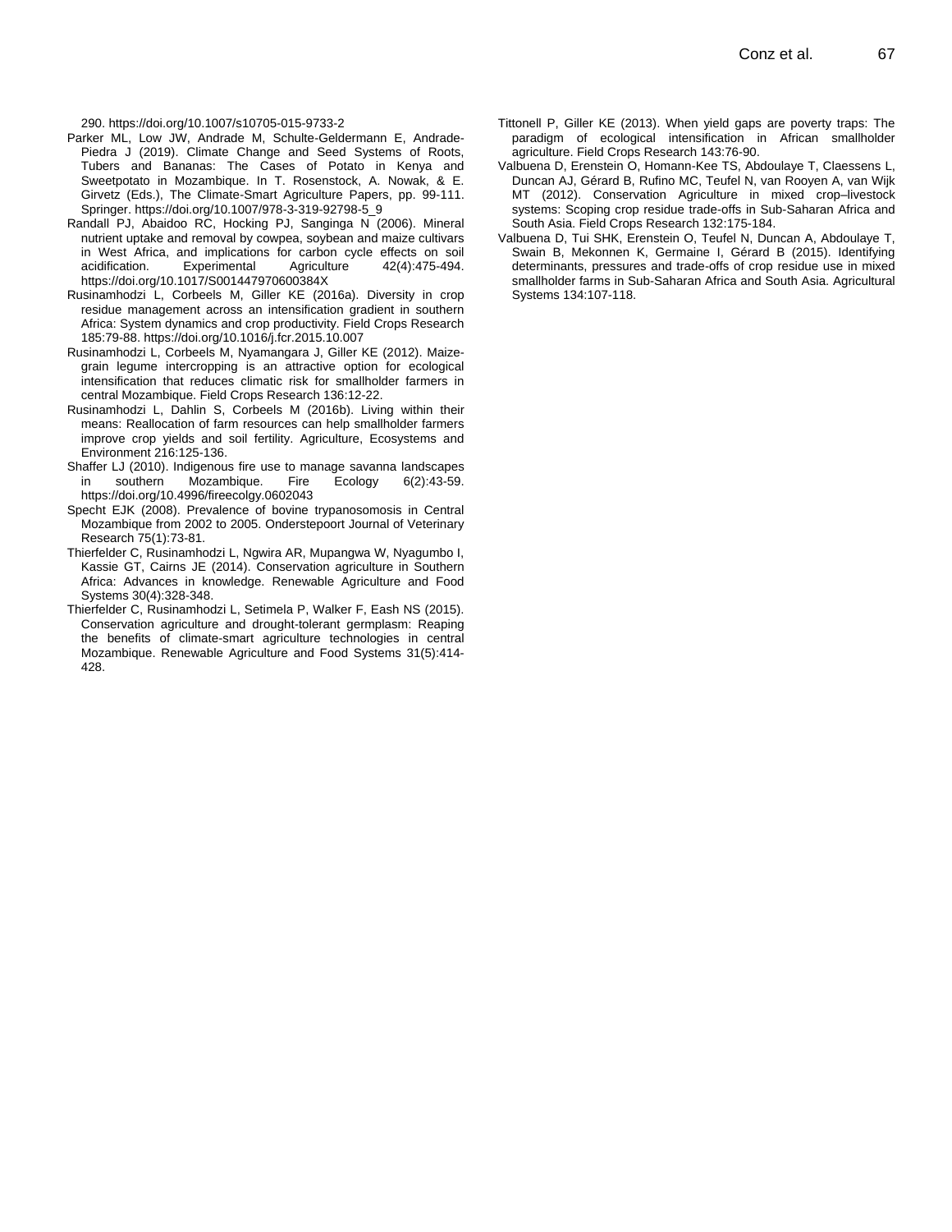290. https://doi.org/10.1007/s10705-015-9733-2

Parker ML, Low JW, Andrade M, Schulte-Geldermann E, Andrade-Piedra J (2019). Climate Change and Seed Systems of Roots, Tubers and Bananas: The Cases of Potato in Kenya and Sweetpotato in Mozambique. In T. Rosenstock, A. Nowak, & E. Girvetz (Eds.), The Climate-Smart Agriculture Papers, pp. 99-111. Springer. https://doi.org/10.1007/978-3-319-92798-5_9

Randall PJ, Abaidoo RC, Hocking PJ, Sanginga N (2006). Mineral nutrient uptake and removal by cowpea, soybean and maize cultivars in West Africa, and implications for carbon cycle effects on soil acidification. Experimental Agriculture 42(4):475-494. https://doi.org/10.1017/S001447970600384X

Rusinamhodzi L, Corbeels M, Giller KE (2016a). Diversity in crop residue management across an intensification gradient in southern Africa: System dynamics and crop productivity. Field Crops Research 185:79-88. https://doi.org/10.1016/j.fcr.2015.10.007

Rusinamhodzi L, Corbeels M, Nyamangara J, Giller KE (2012). Maize-grain legume intercropping is an attractive option for ecological intensification that reduces climatic risk for smallholder farmers in central Mozambique. Field Crops Research 136:12-22.

Rusinamhodzi L, Dahlin S, Corbeels M (2016b). Living within their means: Reallocation of farm resources can help smallholder farmers improve crop yields and soil fertility. Agriculture, Ecosystems and Environment 216:125-136.

Shaffer LJ (2010). Indigenous fire use to manage savanna landscapes in southern Mozambique. Fire Ecology 6(2):43-59. https://doi.org/10.4996/fireecolgy.0602043

Specht EJK (2008). Prevalence of bovine trypanosomosis in Central Mozambique from 2002 to 2005. Onderstepoort Journal of Veterinary Research 75(1):73-81.

Thierfelder C, Rusinamhodzi L, Ngwira AR, Mupangwa W, Nyagumbo I, Kassie GT, Cairns JE (2014). Conservation agriculture in Southern Africa: Advances in knowledge. Renewable Agriculture and Food Systems 30(4):328-348.

Thierfelder C, Rusinamhodzi L, Setimela P, Walker F, Eash NS (2015). Conservation agriculture and drought-tolerant germplasm: Reaping the benefits of climate-smart agriculture technologies in central Mozambique. Renewable Agriculture and Food Systems 31(5):414-428.

Tittonell P, Giller KE (2013). When yield gaps are poverty traps: The paradigm of ecological intensification in African smallholder agriculture. Field Crops Research 143:76-90.

Valbuena D, Erenstein O, Homann-Kee TS, Abdoulaye T, Claessens L, Duncan AJ, Gérard B, Rufino MC, Teufel N, van Rooyen A, van Wijk MT (2012). Conservation Agriculture in mixed crop–livestock systems: Scoping crop residue trade-offs in Sub-Saharan Africa and South Asia. Field Crops Research 132:175-184.

Valbuena D, Tui SHK, Erenstein O, Teufel N, Duncan A, Abdoulaye T, Swain B, Mekonnen K, Germaine I, Gérard B (2015). Identifying determinants, pressures and trade-offs of crop residue use in mixed smallholder farms in Sub-Saharan Africa and South Asia. Agricultural Systems 134:107-118.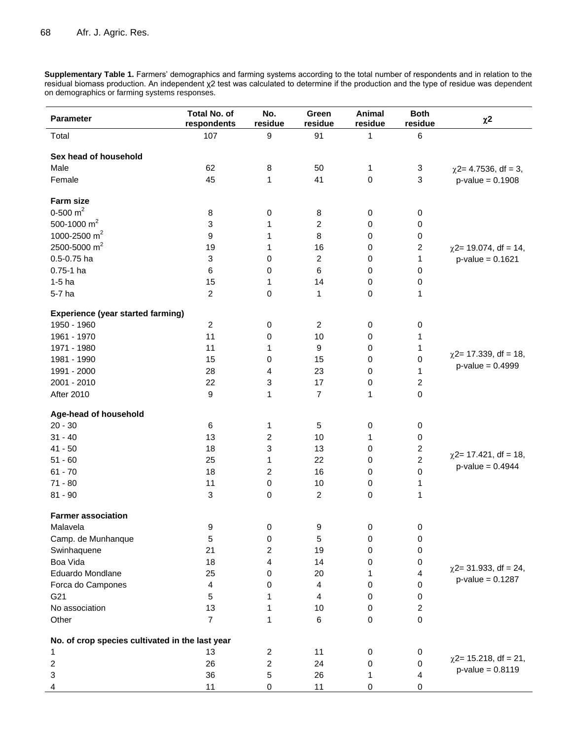**Supplementary Table 1.** Farmers' demographics and farming systems according to the total number of respondents and in relation to the residual biomass production. An independent χ2 test was calculated to determine if the production and the type of residue was dependent on demographics or farming systems responses.

| Parameter | Total No. of respondents | No. residue | Green residue | Animal residue | Both residue | $\chi 2$ |
|---|---|---|---|---|---|---|
| Total | 107 | 9 | 91 | 1 | 6 | |
| **Sex head of household** | | | | | | |
| Male | 62 | 8 | 50 | 1 | 3 | $\chi 2$= 4.7536, df = 3, p-value = 0.1908 |
| Female | 45 | 1 | 41 | 0 | 3 | |
| **Farm size** | | | | | | |
| 0-500 $m^2$ | 8 | 0 | 8 | 0 | 0 | $\chi 2$= 19.074, df = 14, p-value = 0.1621 |
| 500-1000 $m^2$ | 3 | 1 | 2 | 0 | 0 | |
| 1000-2500 $m^2$ | 9 | 1 | 8 | 0 | 0 | |
| 2500-5000 $m^2$ | 19 | 1 | 16 | 0 | 2 | |
| 0.5-0.75 ha | 3 | 0 | 2 | 0 | 1 | |
| 0.75-1 ha | 6 | 0 | 6 | 0 | 0 | |
| 1-5 ha | 15 | 1 | 14 | 0 | 0 | |
| 5-7 ha | 2 | 0 | 1 | 0 | 1 | |
| **Experience (year started farming)** | | | | | | |
| 1950 - 1960 | 2 | 0 | 2 | 0 | 0 | $\chi 2$= 17.339, df = 18, p-value = 0.4999 |
| 1961 - 1970 | 11 | 0 | 10 | 0 | 1 | |
| 1971 - 1980 | 11 | 1 | 9 | 0 | 1 | |
| 1981 - 1990 | 15 | 0 | 15 | 0 | 0 | |
| 1991 - 2000 | 28 | 4 | 23 | 0 | 1 | |
| 2001 - 2010 | 22 | 3 | 17 | 0 | 2 | |
| After 2010 | 9 | 1 | 7 | 1 | 0 | |
| **Age-head of household** | | | | | | |
| 20 - 30 | 6 | 1 | 5 | 0 | 0 | $\chi 2$= 17.421, df = 18, p-value = 0.4944 |
| 31 - 40 | 13 | 2 | 10 | 1 | 0 | |
| 41 - 50 | 18 | 3 | 13 | 0 | 2 | |
| 51 - 60 | 25 | 1 | 22 | 0 | 2 | |
| 61 - 70 | 18 | 2 | 16 | 0 | 0 | |
| 71 - 80 | 11 | 0 | 10 | 0 | 1 | |
| 81 - 90 | 3 | 0 | 2 | 0 | 1 | |
| **Farmer association** | | | | | | |
| Malavela | 9 | 0 | 9 | 0 | 0 | $\chi 2$= 31.933, df = 24, p-value = 0.1287 |
| Camp. de Munhanque | 5 | 0 | 5 | 0 | 0 | |
| Swinhaquene | 21 | 2 | 19 | 0 | 0 | |
| Boa Vida | 18 | 4 | 14 | 0 | 0 | |
| Eduardo Mondlane | 25 | 0 | 20 | 1 | 4 | |
| Forca do Campones | 4 | 0 | 4 | 0 | 0 | |
| G21 | 5 | 1 | 4 | 0 | 0 | |
| No association | 13 | 1 | 10 | 0 | 2 | |
| Other | 7 | 1 | 6 | 0 | 0 | |
| **No. of crop species cultivated in the last year** | | | | | | |
| 1 | 13 | 2 | 11 | 0 | 0 | $\chi 2$= 15.218, df = 21, p-value = 0.8119 |
| 2 | 26 | 2 | 24 | 0 | 0 | |
| 3 | 36 | 5 | 26 | 1 | 4 | |
| 4 | 11 | 0 | 11 | 0 | 0 | |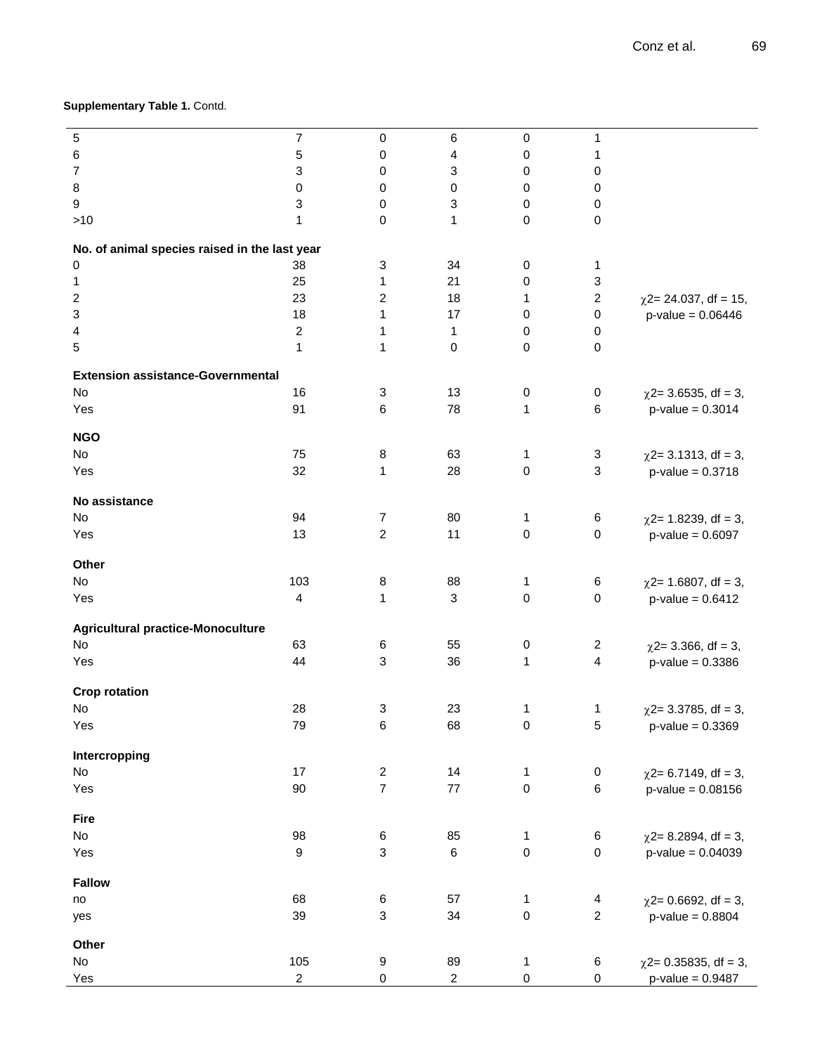**Supplementary Table 1.** Contd.

| | | | | | | |
|---|---|---|---|---|---|---|
| 5 | 7 | 0 | 6 | 0 | 1 | |
| 6 | 5 | 0 | 4 | 0 | 1 | |
| 7 | 3 | 0 | 3 | 0 | 0 | |
| 8 | 0 | 0 | 0 | 0 | 0 | |
| 9 | 3 | 0 | 3 | 0 | 0 | |
| >10 | 1 | 0 | 1 | 0 | 0 | |
| **No. of animal species raised in the last year** | | | | | | |
| 0 | 38 | 3 | 34 | 0 | 1 | |
| 1 | 25 | 1 | 21 | 0 | 3 | |
| 2 | 23 | 2 | 18 | 1 | 2 | $\chi 2$= 24.037, df = 15, |
| 3 | 18 | 1 | 17 | 0 | 0 | p-value = 0.06446 |
| 4 | 2 | 1 | 1 | 0 | 0 | |
| 5 | 1 | 1 | 0 | 0 | 0 | |
| **Extension assistance-Governmental** | | | | | | |
| No | 16 | 3 | 13 | 0 | 0 | $\chi 2$= 3.6535, df = 3, |
| Yes | 91 | 6 | 78 | 1 | 6 | p-value = 0.3014 |
| **NGO** | | | | | | |
| No | 75 | 8 | 63 | 1 | 3 | $\chi 2$= 3.1313, df = 3, |
| Yes | 32 | 1 | 28 | 0 | 3 | p-value = 0.3718 |
| **No assistance** | | | | | | |
| No | 94 | 7 | 80 | 1 | 6 | $\chi 2$= 1.8239, df = 3, |
| Yes | 13 | 2 | 11 | 0 | 0 | p-value = 0.6097 |
| **Other** | | | | | | |
| No | 103 | 8 | 88 | 1 | 6 | $\chi 2$= 1.6807, df = 3, |
| Yes | 4 | 1 | 3 | 0 | 0 | p-value = 0.6412 |
| **Agricultural practice-Monoculture** | | | | | | |
| No | 63 | 6 | 55 | 0 | 2 | $\chi 2$= 3.366, df = 3, |
| Yes | 44 | 3 | 36 | 1 | 4 | p-value = 0.3386 |
| **Crop rotation** | | | | | | |
| No | 28 | 3 | 23 | 1 | 1 | $\chi 2$= 3.3785, df = 3, |
| Yes | 79 | 6 | 68 | 0 | 5 | p-value = 0.3369 |
| **Intercropping** | | | | | | |
| No | 17 | 2 | 14 | 1 | 0 | $\chi 2$= 6.7149, df = 3, |
| Yes | 90 | 7 | 77 | 0 | 6 | p-value = 0.08156 |
| **Fire** | | | | | | |
| No | 98 | 6 | 85 | 1 | 6 | $\chi 2$= 8.2894, df = 3, |
| Yes | 9 | 3 | 6 | 0 | 0 | p-value = 0.04039 |
| **Fallow** | | | | | | |
| no | 68 | 6 | 57 | 1 | 4 | $\chi 2$= 0.6692, df = 3, |
| yes | 39 | 3 | 34 | 0 | 2 | p-value = 0.8804 |
| **Other** | | | | | | |
| No | 105 | 9 | 89 | 1 | 6 | $\chi 2$= 0.35835, df = 3, |
| Yes | 2 | 0 | 2 | 0 | 0 | p-value = 0.9487 |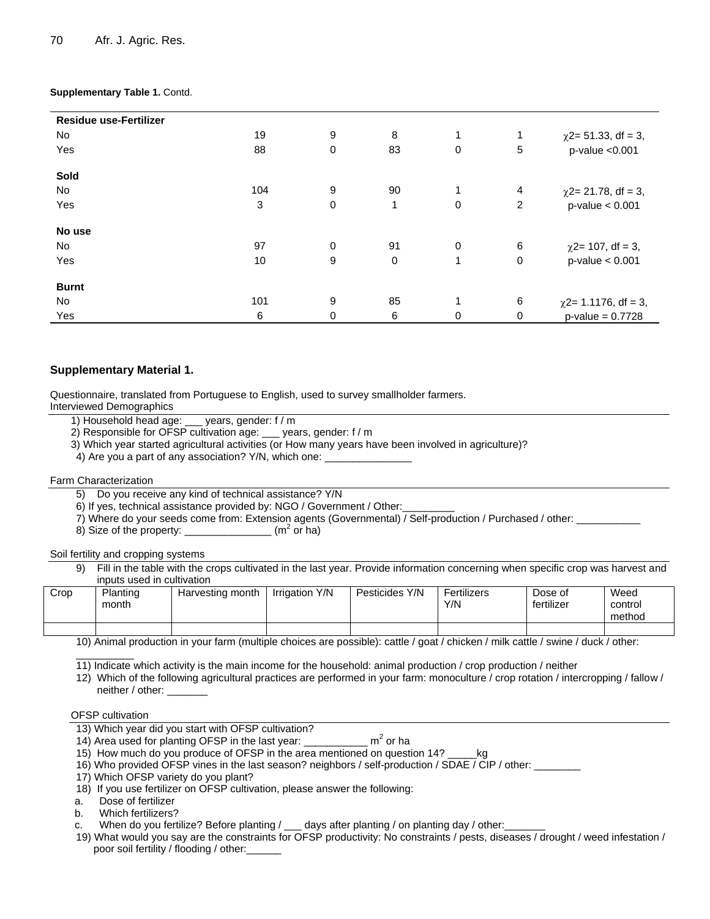**Supplementary Table 1.** Contd.

| | | | | | | |
|---|---|---|---|---|---|---|
| **Residue use-Fertilizer** | | | | | | |
| No | 19 | 9 | 8 | 1 | 1 | $\chi2$= 51.33, df = 3, |
| Yes | 88 | 0 | 83 | 0 | 5 | p-value <0.001 |
| **Sold** | | | | | | |
| No | 104 | 9 | 90 | 1 | 4 | $\chi2$= 21.78, df = 3, |
| Yes | 3 | 0 | 1 | 0 | 2 | p-value < 0.001 |
| **No use** | | | | | | |
| No | 97 | 0 | 91 | 0 | 6 | $\chi2$= 107, df = 3, |
| Yes | 10 | 9 | 0 | 1 | 0 | p-value < 0.001 |
| **Burnt** | | | | | | |
| No | 101 | 9 | 85 | 1 | 6 | $\chi2$= 1.1176, df = 3, |
| Yes | 6 | 0 | 6 | 0 | 0 | p-value = 0.7728 |

## Supplementary Material 1.

Questionnaire, translated from Portuguese to English, used to survey smallholder farmers.

Interviewed Demographics

1) Household head age: ___ years, gender: f / m
2) Responsible for OFSP cultivation age: ___ years, gender: f / m
3) Which year started agricultural activities (or How many years have been involved in agriculture)?
4) Are you a part of any association? Y/N, which one: _______________

Farm Characterization

5) Do you receive any kind of technical assistance? Y/N
6) If yes, technical assistance provided by: NGO / Government / Other:_________
7) Where do your seeds come from: Extension agents (Governmental) / Self-production / Purchased / other: ___________
8) Size of the property: _______________ ($m^2$ or ha)

Soil fertility and cropping systems

9) Fill in the table with the crops cultivated in the last year. Provide information concerning when specific crop was harvest and inputs used in cultivation

| Crop | Planting month | Harvesting month | Irrigation Y/N | Pesticides Y/N | Fertilizers Y/N | Dose of fertilizer | Weed control method |
|---|---|---|---|---|---|---|---|
| | | | | | | | |

10) Animal production in your farm (multiple choices are possible): cattle / goat / chicken / milk cattle / swine / duck / other: __________
11) Indicate which activity is the main income for the household: animal production / crop production / neither
12) Which of the following agricultural practices are performed in your farm: monoculture / crop rotation / intercropping / fallow / neither / other: _______

OFSP cultivation

13) Which year did you start with OFSP cultivation?
14) Area used for planting OFSP in the last year: ___________ $m^2$ or ha
15) How much do you produce of OFSP in the area mentioned on question 14? _____kg
16) Who provided OFSP vines in the last season? neighbors / self-production / SDAE / CIP / other: ________
17) Which OFSP variety do you plant?
18) If you use fertilizer on OFSP cultivation, please answer the following:

a. Dose of fertilizer
b. Which fertilizers?
c. When do you fertilize? Before planting / ___ days after planting / on planting day / other:_______

19) What would you say are the constraints for OFSP productivity: No constraints / pests, diseases / drought / weed infestation / poor soil fertility / flooding / other:______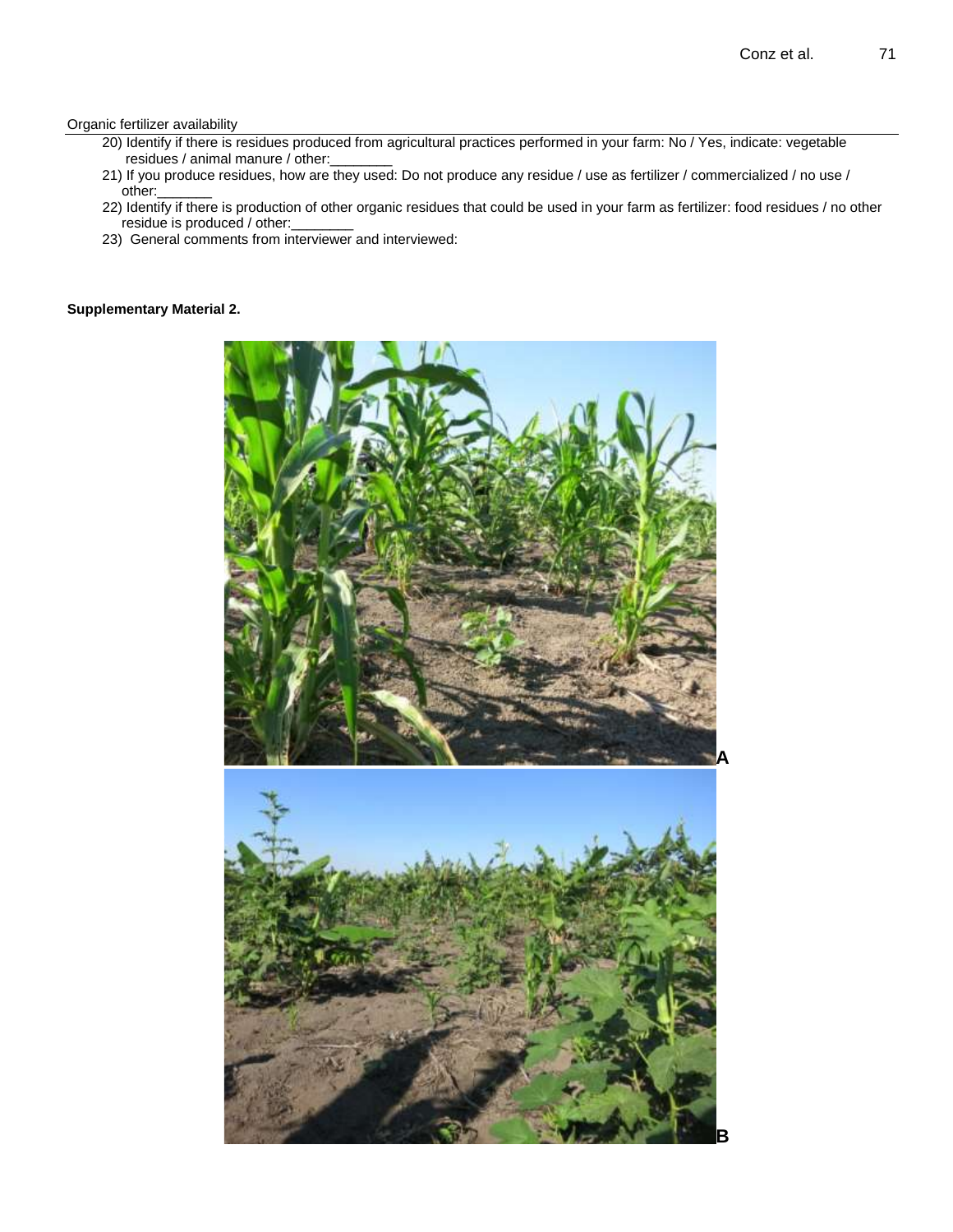Organic fertilizer availability

20) Identify if there is residues produced from agricultural practices performed in your farm: No / Yes, indicate: vegetable residues / animal manure / other:________
21) If you produce residues, how are they used: Do not produce any residue / use as fertilizer / commercialized / no use / other:_______
22) Identify if there is production of other organic residues that could be used in your farm as fertilizer: food residues / no other residue is produced / other:________
23) General comments from interviewer and interviewed:

**Supplementary Material 2.**

A

B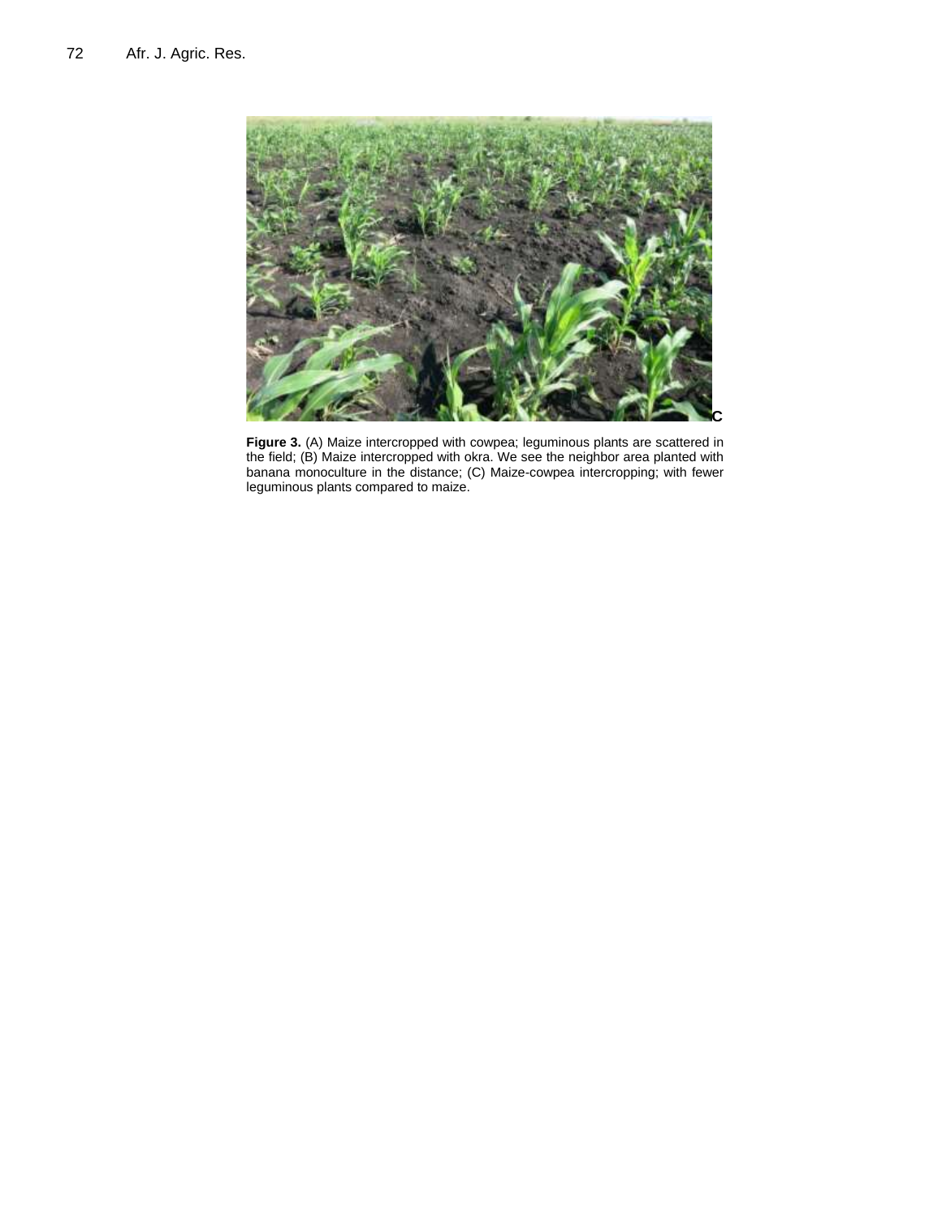C

**Figure 3.** (A) Maize intercropped with cowpea; leguminous plants are scattered in the field; (B) Maize intercropped with okra. We see the neighbor area planted with banana monoculture in the distance; (C) Maize-cowpea intercropping; with fewer leguminous plants compared to maize.